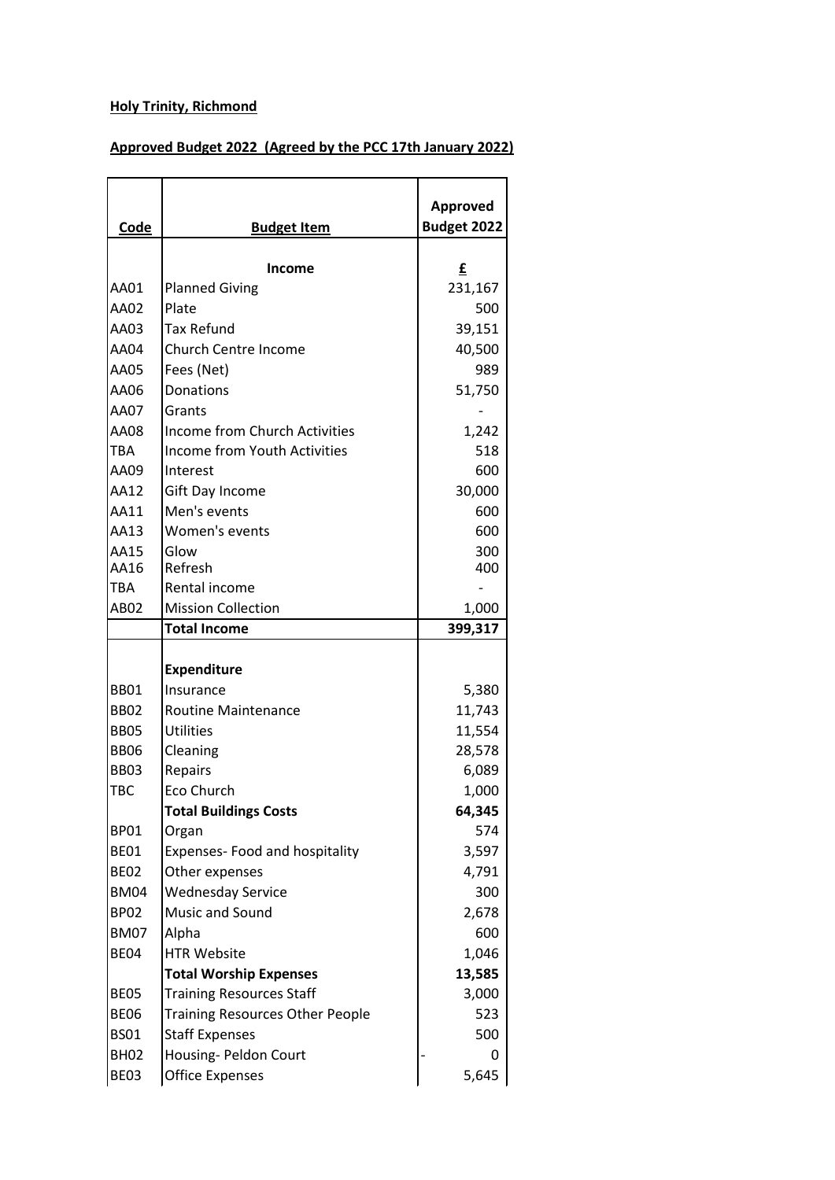**Holy Trinity, Richmond**

**Approved Budget 2022 (Agreed by the PCC 17th January 2022)**

| Code | Budget Item | Approved Budget 2022 |
|---|---|---|
| | **Income** | **£** |
| AA01 | Planned Giving | 231,167 |
| AA02 | Plate | 500 |
| AA03 | Tax Refund | 39,151 |
| AA04 | Church Centre Income | 40,500 |
| AA05 | Fees (Net) | 989 |
| AA06 | Donations | 51,750 |
| AA07 | Grants | - |
| AA08 | Income from Church Activities | 1,242 |
| TBA | Income from Youth Activities | 518 |
| AA09 | Interest | 600 |
| AA12 | Gift Day Income | 30,000 |
| AA11 | Men's events | 600 |
| AA13 | Women's events | 600 |
| AA15 | Glow | 300 |
| AA16 | Refresh | 400 |
| TBA | Rental income | - |
| AB02 | Mission Collection | 1,000 |
| | **Total Income** | **399,317** |
| | **Expenditure** | |
| BB01 | Insurance | 5,380 |
| BB02 | Routine Maintenance | 11,743 |
| BB05 | Utilities | 11,554 |
| BB06 | Cleaning | 28,578 |
| BB03 | Repairs | 6,089 |
| TBC | Eco Church | 1,000 |
| | **Total Buildings Costs** | **64,345** |
| BP01 | Organ | 574 |
| BE01 | Expenses- Food and hospitality | 3,597 |
| BE02 | Other expenses | 4,791 |
| BM04 | Wednesday Service | 300 |
| BP02 | Music and Sound | 2,678 |
| BM07 | Alpha | 600 |
| BE04 | HTR Website | 1,046 |
| | **Total Worship Expenses** | **13,585** |
| BE05 | Training Resources Staff | 3,000 |
| BE06 | Training Resources Other People | 523 |
| BS01 | Staff Expenses | 500 |
| BH02 | Housing- Peldon Court | - 0 |
| BE03 | Office Expenses | 5,645 |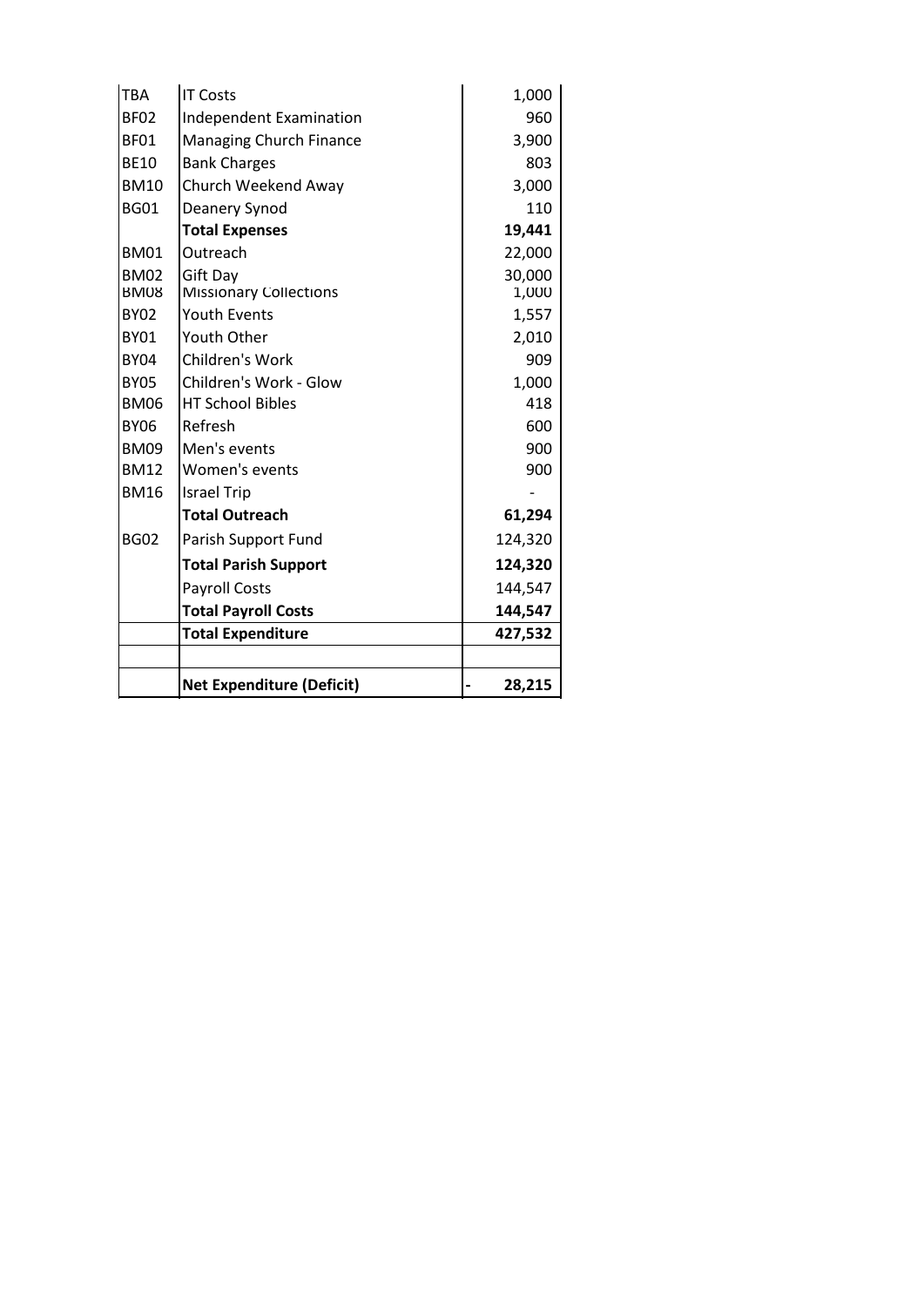| | | |
|---|---|---|
| TBA | IT Costs | 1,000 |
| BF02 | Independent Examination | 960 |
| BF01 | Managing Church Finance | 3,900 |
| BE10 | Bank Charges | 803 |
| BM10 | Church Weekend Away | 3,000 |
| BG01 | Deanery Synod | 110 |
| | **Total Expenses** | **19,441** |
| BM01 | Outreach | 22,000 |
| BM02 | Gift Day | 30,000 |
| BM08 | Missionary Collections | 1,000 |
| BY02 | Youth Events | 1,557 |
| BY01 | Youth Other | 2,010 |
| BY04 | Children's Work | 909 |
| BY05 | Children's Work - Glow | 1,000 |
| BM06 | HT School Bibles | 418 |
| BY06 | Refresh | 600 |
| BM09 | Men's events | 900 |
| BM12 | Women's events | 900 |
| BM16 | Israel Trip | - |
| | **Total Outreach** | **61,294** |
| BG02 | Parish Support Fund | 124,320 |
| | **Total Parish Support** | **124,320** |
| | Payroll Costs | 144,547 |
| | **Total Payroll Costs** | **144,547** |
| | **Total Expenditure** | **427,532** |
| | | |
| | **Net Expenditure (Deficit)** | **- 28,215** |